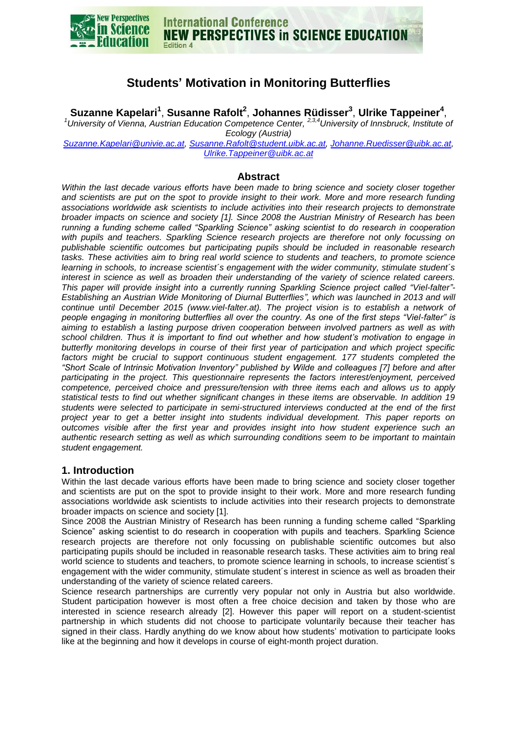# Students' Motivation in Monitoring Butterflies

**Suzanne Kapelari[1], Susanne Rafolt[2], Johannes Rüdisser[3], Ulrike Tappeiner[4],**

[1]University of Vienna, Austrian Education Competence Center, [2,3,4]University of Innsbruck, Institute of Ecology (Austria)

Suzanne.Kapelari@univie.ac.at, Susanne.Rafolt@student.uibk.ac.at, Johanne.Ruedisser@uibk.ac.at, Ulrike.Tappeiner@uibk.ac.at

## Abstract

*Within the last decade various efforts have been made to bring science and society closer together and scientists are put on the spot to provide insight to their work. More and more research funding associations worldwide ask scientists to include activities into their research projects to demonstrate broader impacts on science and society [1]. Since 2008 the Austrian Ministry of Research has been running a funding scheme called "Sparkling Science" asking scientist to do research in cooperation with pupils and teachers. Sparkling Science research projects are therefore not only focussing on publishable scientific outcomes but participating pupils should be included in reasonable research tasks. These activities aim to bring real world science to students and teachers, to promote science learning in schools, to increase scientist´s engagement with the wider community, stimulate student´s interest in science as well as broaden their understanding of the variety of science related careers. This paper will provide insight into a currently running Sparkling Science project called "Viel-falter"- Establishing an Austrian Wide Monitoring of Diurnal Butterflies", which was launched in 2013 and will continue until December 2015 (www.viel-falter.at). The project vision is to establish a network of people engaging in monitoring butterflies all over the country. As one of the first steps "Viel-falter" is aiming to establish a lasting purpose driven cooperation between involved partners as well as with school children. Thus it is important to find out whether and how student's motivation to engage in butterfly monitoring develops in course of their first year of participation and which project specific factors might be crucial to support continuous student engagement. 177 students completed the "Short Scale of Intrinsic Motivation Inventory" published by Wilde and colleagues [7] before and after participating in the project. This questionnaire represents the factors interest/enjoyment, perceived competence, perceived choice and pressure/tension with three items each and allows us to apply statistical tests to find out whether significant changes in these items are observable. In addition 19 students were selected to participate in semi-structured interviews conducted at the end of the first project year to get a better insight into students individual development. This paper reports on outcomes visible after the first year and provides insight into how student experience such an authentic research setting as well as which surrounding conditions seem to be important to maintain student engagement.*

## 1. Introduction

Within the last decade various efforts have been made to bring science and society closer together and scientists are put on the spot to provide insight to their work. More and more research funding associations worldwide ask scientists to include activities into their research projects to demonstrate broader impacts on science and society [1].

Since 2008 the Austrian Ministry of Research has been running a funding scheme called "Sparkling Science" asking scientist to do research in cooperation with pupils and teachers. Sparkling Science research projects are therefore not only focussing on publishable scientific outcomes but also participating pupils should be included in reasonable research tasks. These activities aim to bring real world science to students and teachers, to promote science learning in schools, to increase scientist´s engagement with the wider community, stimulate student´s interest in science as well as broaden their understanding of the variety of science related careers.

Science research partnerships are currently very popular not only in Austria but also worldwide. Student participation however is most often a free choice decision and taken by those who are interested in science research already [2]. However this paper will report on a student-scientist partnership in which students did not choose to participate voluntarily because their teacher has signed in their class. Hardly anything do we know about how students' motivation to participate looks like at the beginning and how it develops in course of eight-month project duration.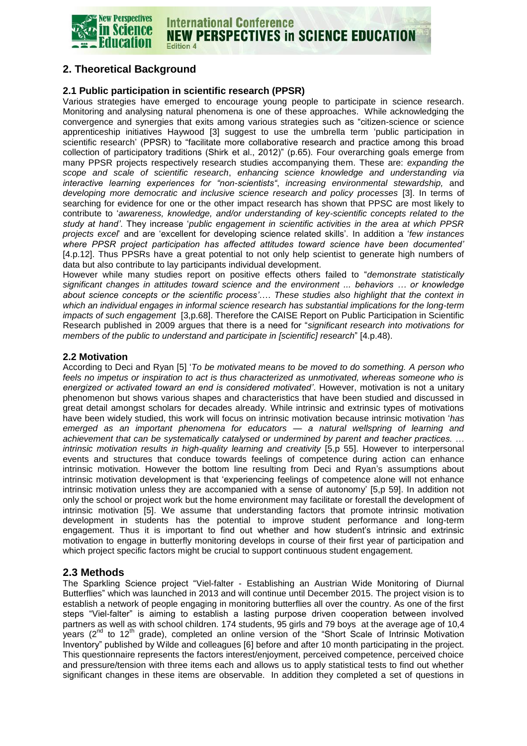## 2. Theoretical Background

### 2.1 Public participation in scientific research (PPSR)

Various strategies have emerged to encourage young people to participate in science research. Monitoring and analysing natural phenomena is one of these approaches. While acknowledging the convergence and synergies that exits among various strategies such as "citizen-science or science apprenticeship initiatives Haywood [3] suggest to use the umbrella term 'public participation in scientific research' (PPSR) to "facilitate more collaborative research and practice among this broad collection of participatory traditions (Shirk et al., 2012)" (p.65). Four overarching goals emerge from many PPSR projects respectively research studies accompanying them. These are: *expanding the scope and scale of scientific research*, *enhancing science knowledge and understanding via interactive learning experiences for "non-scientists"*, *increasing environmental stewardship,* and *developing more democratic and inclusive science research and policy processes* [3]. In terms of searching for evidence for one or the other impact research has shown that PPSC are most likely to contribute to '*awareness, knowledge, and/or understanding of key-scientific concepts related to the study at hand'*. They increase '*public engagement in scientific activities in the area at which PPSR projects excel*' and are 'excellent for developing science related skills'. In addition a '*few instances where PPSR project participation has affected attitudes toward science have been documented'* [4.p.12]. Thus PPSRs have a great potential to not only help scientist to generate high numbers of data but also contribute to lay participants individual development.

However while many studies report on positive effects others failed to "*demonstrate statistically significant changes in attitudes toward science and the environment ... behaviors … or knowledge about science concepts or the scientific process'…. These studies also highlight that the context in which an individual engages in informal science research has substantial implications for the long-term impacts of such engagement* [3,p.68]. Therefore the CAISE Report on Public Participation in Scientific Research published in 2009 argues that there is a need for "*significant research into motivations for members of the public to understand and participate in [scientific] research*" [4.p.48).

### 2.2 Motivation

According to Deci and Ryan [5] '*To be motivated means to be moved to do something. A person who feels no impetus or inspiration to act is thus characterized as unmotivated, whereas someone who is energized or activated toward an end is considered motivated'*. However, motivation is not a unitary phenomenon but shows various shapes and characteristics that have been studied and discussed in great detail amongst scholars for decades already. While intrinsic and extrinsic types of motivations have been widely studied, this work will focus on intrinsic motivation because intrinsic motivation '*has emerged as an important phenomena for educators — a natural wellspring of learning and achievement that can be systematically catalysed or undermined by parent and teacher practices. … intrinsic motivation results in high-quality learning and creativity* [5,p 55]. However to interpersonal events and structures that conduce towards feelings of competence during action can enhance intrinsic motivation. However the bottom line resulting from Deci and Ryan's assumptions about intrinsic motivation development is that 'experiencing feelings of competence alone will not enhance intrinsic motivation unless they are accompanied with a sense of autonomy' [5,p 59]. In addition not only the school or project work but the home environment may facilitate or forestall the development of intrinsic motivation [5]. We assume that understanding factors that promote intrinsic motivation development in students has the potential to improve student performance and long-term engagement. Thus it is important to find out whether and how student's intrinsic and extrinsic motivation to engage in butterfly monitoring develops in course of their first year of participation and which project specific factors might be crucial to support continuous student engagement.

## 2.3 Methods

The Sparkling Science project "Viel-falter - Establishing an Austrian Wide Monitoring of Diurnal Butterflies" which was launched in 2013 and will continue until December 2015. The project vision is to establish a network of people engaging in monitoring butterflies all over the country. As one of the first steps "Viel-falter" is aiming to establish a lasting purpose driven cooperation between involved partners as well as with school children. 174 students, 95 girls and 79 boys at the average age of 10,4 years (2nd to 12th grade), completed an online version of the "Short Scale of Intrinsic Motivation Inventory" published by Wilde and colleagues [6] before and after 10 month participating in the project. This questionnaire represents the factors interest/enjoyment, perceived competence, perceived choice and pressure/tension with three items each and allows us to apply statistical tests to find out whether significant changes in these items are observable. In addition they completed a set of questions in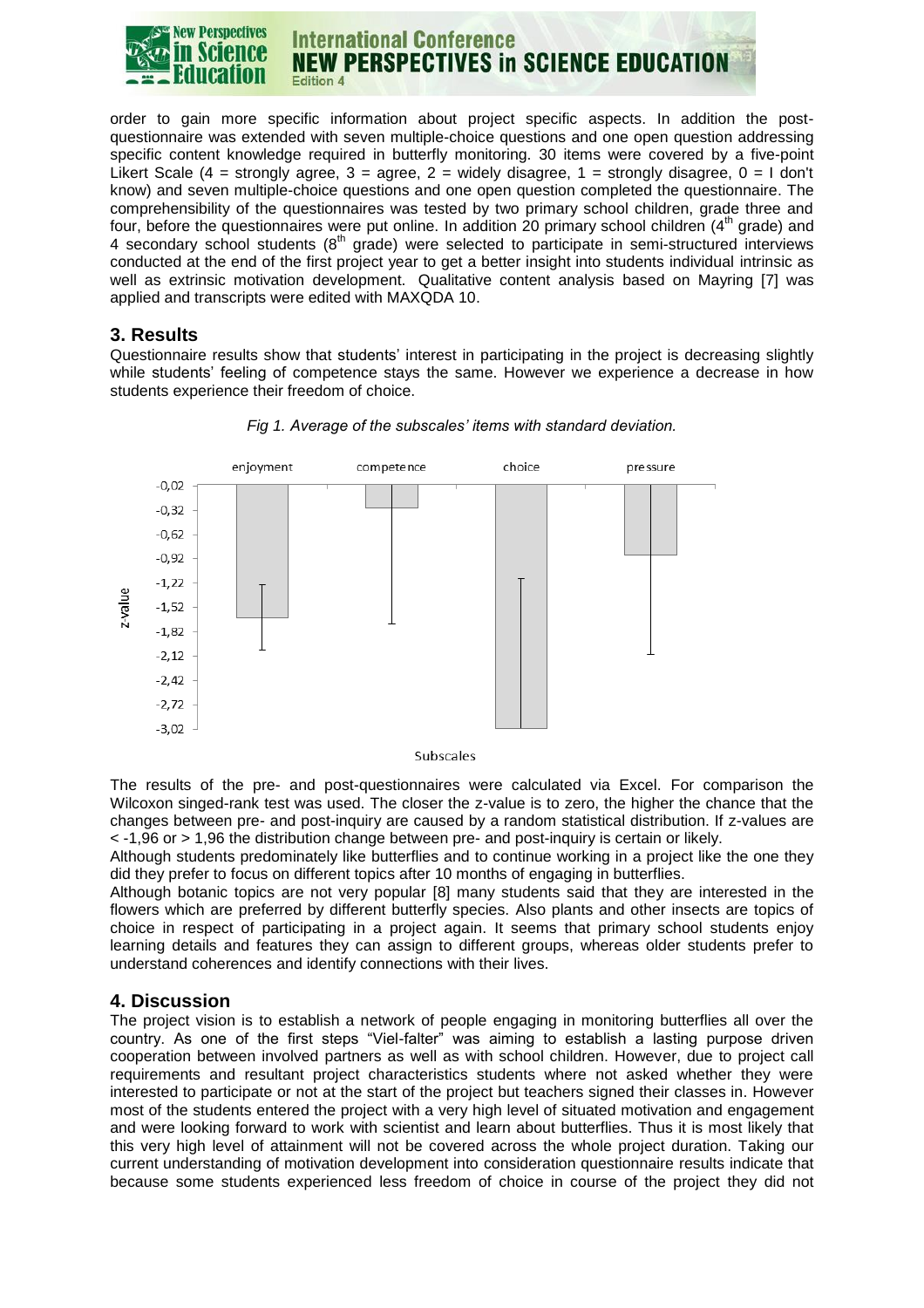order to gain more specific information about project specific aspects. In addition the post-questionnaire was extended with seven multiple-choice questions and one open question addressing specific content knowledge required in butterfly monitoring. 30 items were covered by a five-point Likert Scale (4 = strongly agree, 3 = agree, 2 = widely disagree, 1 = strongly disagree, 0 = I don't know) and seven multiple-choice questions and one open question completed the questionnaire. The comprehensibility of the questionnaires was tested by two primary school children, grade three and four, before the questionnaires were put online. In addition 20 primary school children (4th grade) and 4 secondary school students (8th grade) were selected to participate in semi-structured interviews conducted at the end of the first project year to get a better insight into students individual intrinsic as well as extrinsic motivation development. Qualitative content analysis based on Mayring [7] was applied and transcripts were edited with MAXQDA 10.

## 3. Results

Questionnaire results show that students' interest in participating in the project is decreasing slightly while students' feeling of competence stays the same. However we experience a decrease in how students experience their freedom of choice.

*Fig 1. Average of the subscales' items with standard deviation.*

The results of the pre- and post-questionnaires were calculated via Excel. For comparison the Wilcoxon singed-rank test was used. The closer the z-value is to zero, the higher the chance that the changes between pre- and post-inquiry are caused by a random statistical distribution. If z-values are < -1,96 or > 1,96 the distribution change between pre- and post-inquiry is certain or likely.

Although students predominately like butterflies and to continue working in a project like the one they did they prefer to focus on different topics after 10 months of engaging in butterflies.

Although botanic topics are not very popular [8] many students said that they are interested in the flowers which are preferred by different butterfly species. Also plants and other insects are topics of choice in respect of participating in a project again. It seems that primary school students enjoy learning details and features they can assign to different groups, whereas older students prefer to understand coherences and identify connections with their lives.

## 4. Discussion

The project vision is to establish a network of people engaging in monitoring butterflies all over the country. As one of the first steps "Viel-falter" was aiming to establish a lasting purpose driven cooperation between involved partners as well as with school children. However, due to project call requirements and resultant project characteristics students where not asked whether they were interested to participate or not at the start of the project but teachers signed their classes in. However most of the students entered the project with a very high level of situated motivation and engagement and were looking forward to work with scientist and learn about butterflies. Thus it is most likely that this very high level of attainment will not be covered across the whole project duration. Taking our current understanding of motivation development into consideration questionnaire results indicate that because some students experienced less freedom of choice in course of the project they did not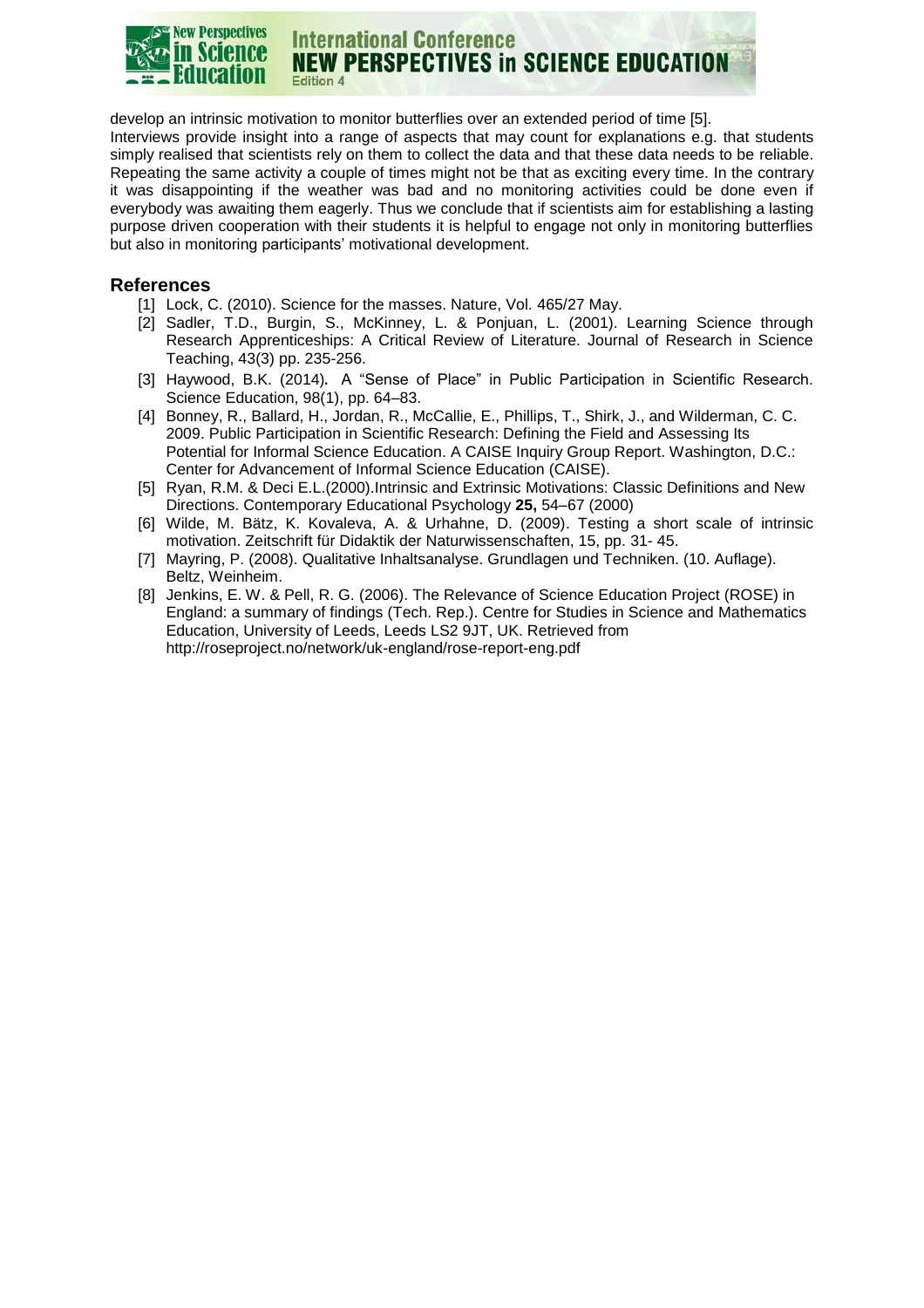develop an intrinsic motivation to monitor butterflies over an extended period of time [5].
Interviews provide insight into a range of aspects that may count for explanations e.g. that students simply realised that scientists rely on them to collect the data and that these data needs to be reliable. Repeating the same activity a couple of times might not be that as exciting every time. In the contrary it was disappointing if the weather was bad and no monitoring activities could be done even if everybody was awaiting them eagerly. Thus we conclude that if scientists aim for establishing a lasting purpose driven cooperation with their students it is helpful to engage not only in monitoring butterflies but also in monitoring participants' motivational development.

## References

[1] Lock, C. (2010). Science for the masses. Nature, Vol. 465/27 May.

[2] Sadler, T.D., Burgin, S., McKinney, L. & Ponjuan, L. (2001). Learning Science through Research Apprenticeships: A Critical Review of Literature. Journal of Research in Science Teaching, 43(3) pp. 235-256.

[3] Haywood, B.K. (2014). A "Sense of Place" in Public Participation in Scientific Research. Science Education, 98(1), pp. 64–83.

[4] Bonney, R., Ballard, H., Jordan, R., McCallie, E., Phillips, T., Shirk, J., and Wilderman, C. C. 2009. Public Participation in Scientific Research: Defining the Field and Assessing Its Potential for Informal Science Education. A CAISE Inquiry Group Report. Washington, D.C.: Center for Advancement of Informal Science Education (CAISE).

[5] Ryan, R.M. & Deci E.L.(2000).Intrinsic and Extrinsic Motivations: Classic Definitions and New Directions. Contemporary Educational Psychology **25,** 54–67 (2000)

[6] Wilde, M. Bätz, K. Kovaleva, A. & Urhahne, D. (2009). Testing a short scale of intrinsic motivation. Zeitschrift für Didaktik der Naturwissenschaften, 15, pp. 31- 45.

[7] Mayring, P. (2008). Qualitative Inhaltsanalyse. Grundlagen und Techniken. (10. Auflage). Beltz, Weinheim.

[8] Jenkins, E. W. & Pell, R. G. (2006). The Relevance of Science Education Project (ROSE) in England: a summary of findings (Tech. Rep.). Centre for Studies in Science and Mathematics Education, University of Leeds, Leeds LS2 9JT, UK. Retrieved from http://roseproject.no/network/uk-england/rose-report-eng.pdf